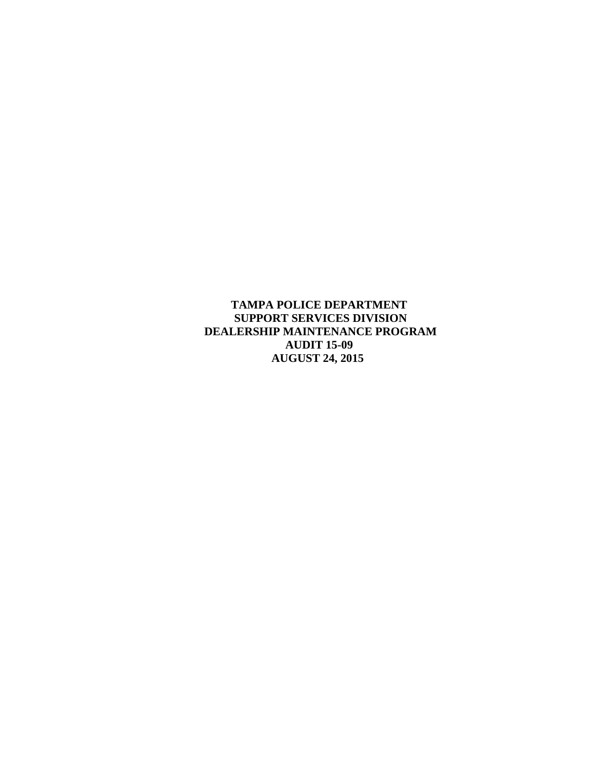**TAMPA POLICE DEPARTMENT**
**SUPPORT SERVICES DIVISION**
**DEALERSHIP MAINTENANCE PROGRAM**
**AUDIT 15-09**
**AUGUST 24, 2015**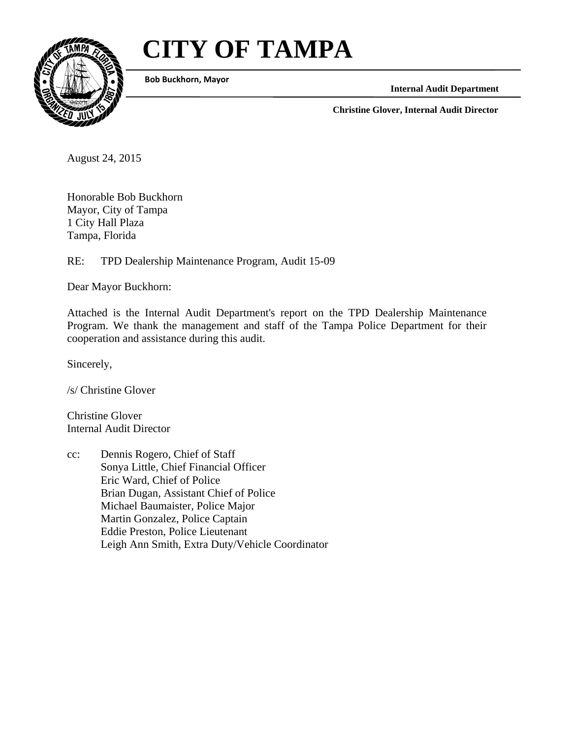# CITY OF TAMPA

**Bob Buckhorn, Mayor**

**Internal Audit Department**

**Christine Glover, Internal Audit Director**

August 24, 2015

Honorable Bob Buckhorn
Mayor, City of Tampa
1 City Hall Plaza
Tampa, Florida

RE: TPD Dealership Maintenance Program, Audit 15-09

Dear Mayor Buckhorn:

Attached is the Internal Audit Department's report on the TPD Dealership Maintenance Program. We thank the management and staff of the Tampa Police Department for their cooperation and assistance during this audit.

Sincerely,

/s/ Christine Glover

Christine Glover
Internal Audit Director

cc: Dennis Rogero, Chief of Staff
Sonya Little, Chief Financial Officer
Eric Ward, Chief of Police
Brian Dugan, Assistant Chief of Police
Michael Baumaister, Police Major
Martin Gonzalez, Police Captain
Eddie Preston, Police Lieutenant
Leigh Ann Smith, Extra Duty/Vehicle Coordinator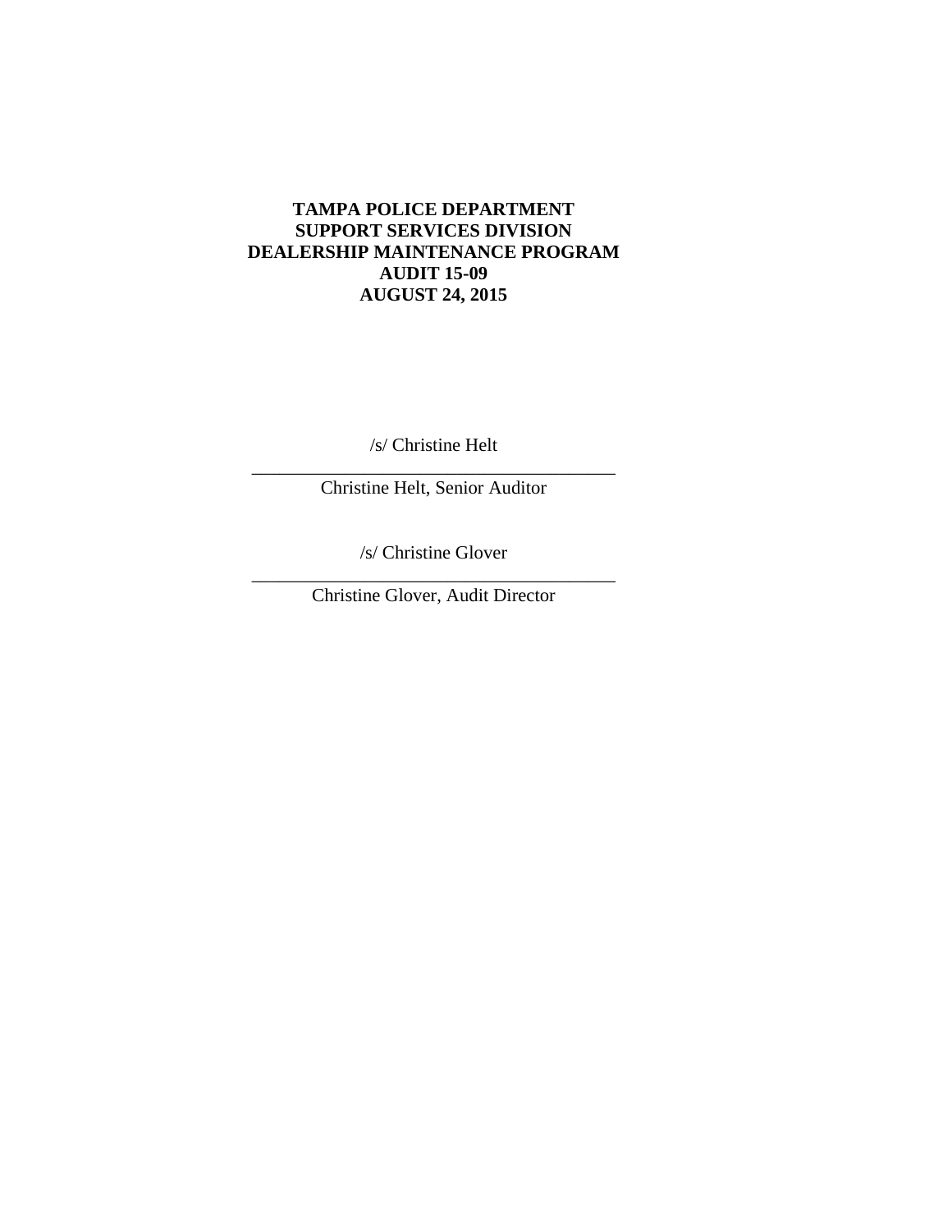**TAMPA POLICE DEPARTMENT**
**SUPPORT SERVICES DIVISION**
**DEALERSHIP MAINTENANCE PROGRAM**
**AUDIT 15-09**
**AUGUST 24, 2015**

/s/ Christine Helt

\_\_\_\_\_\_\_\_\_\_\_\_\_\_\_\_\_\_\_\_\_\_\_\_\_\_\_\_\_\_\_\_\_\_\_\_\_\_\_\_

Christine Helt, Senior Auditor

/s/ Christine Glover

\_\_\_\_\_\_\_\_\_\_\_\_\_\_\_\_\_\_\_\_\_\_\_\_\_\_\_\_\_\_\_\_\_\_\_\_\_\_\_\_

Christine Glover, Audit Director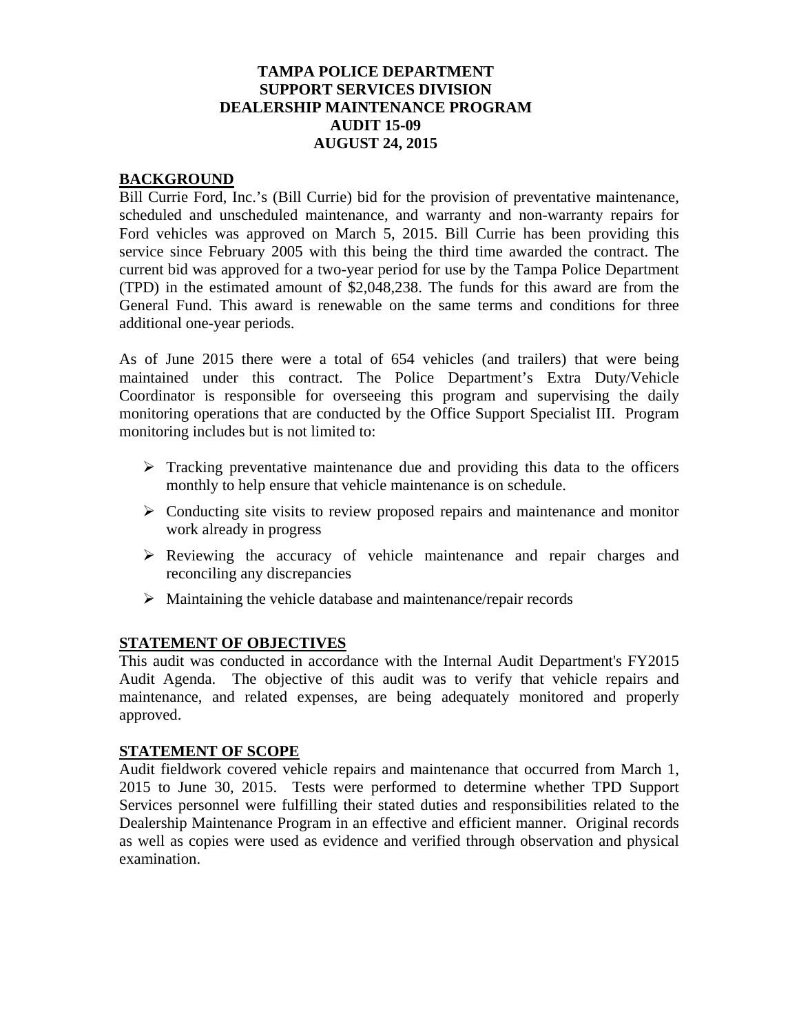**TAMPA POLICE DEPARTMENT**
**SUPPORT SERVICES DIVISION**
**DEALERSHIP MAINTENANCE PROGRAM**
**AUDIT 15-09**
**AUGUST 24, 2015**

## BACKGROUND

Bill Currie Ford, Inc.'s (Bill Currie) bid for the provision of preventative maintenance, scheduled and unscheduled maintenance, and warranty and non-warranty repairs for Ford vehicles was approved on March 5, 2015. Bill Currie has been providing this service since February 2005 with this being the third time awarded the contract. The current bid was approved for a two-year period for use by the Tampa Police Department (TPD) in the estimated amount of $2,048,238. The funds for this award are from the General Fund. This award is renewable on the same terms and conditions for three additional one-year periods.

As of June 2015 there were a total of 654 vehicles (and trailers) that were being maintained under this contract. The Police Department's Extra Duty/Vehicle Coordinator is responsible for overseeing this program and supervising the daily monitoring operations that are conducted by the Office Support Specialist III. Program monitoring includes but is not limited to:

- Tracking preventative maintenance due and providing this data to the officers monthly to help ensure that vehicle maintenance is on schedule.
- Conducting site visits to review proposed repairs and maintenance and monitor work already in progress
- Reviewing the accuracy of vehicle maintenance and repair charges and reconciling any discrepancies
- Maintaining the vehicle database and maintenance/repair records

## STATEMENT OF OBJECTIVES

This audit was conducted in accordance with the Internal Audit Department's FY2015 Audit Agenda. The objective of this audit was to verify that vehicle repairs and maintenance, and related expenses, are being adequately monitored and properly approved.

## STATEMENT OF SCOPE

Audit fieldwork covered vehicle repairs and maintenance that occurred from March 1, 2015 to June 30, 2015. Tests were performed to determine whether TPD Support Services personnel were fulfilling their stated duties and responsibilities related to the Dealership Maintenance Program in an effective and efficient manner. Original records as well as copies were used as evidence and verified through observation and physical examination.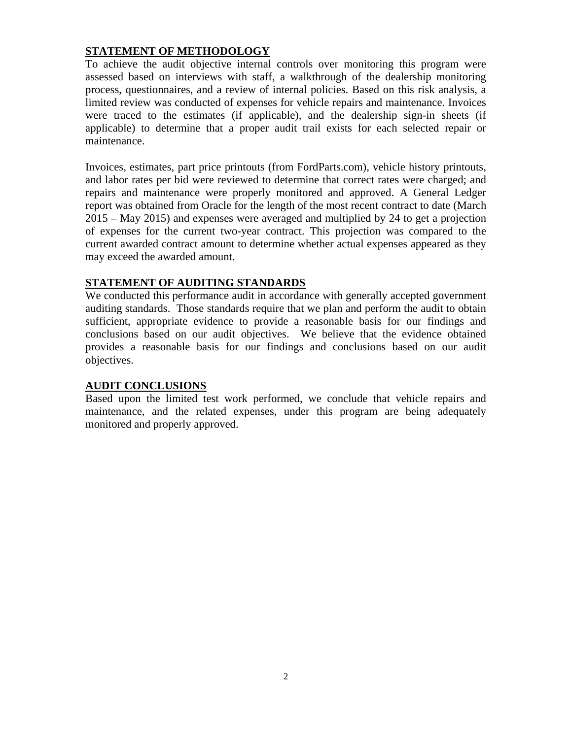## STATEMENT OF METHODOLOGY

To achieve the audit objective internal controls over monitoring this program were assessed based on interviews with staff, a walkthrough of the dealership monitoring process, questionnaires, and a review of internal policies. Based on this risk analysis, a limited review was conducted of expenses for vehicle repairs and maintenance. Invoices were traced to the estimates (if applicable), and the dealership sign-in sheets (if applicable) to determine that a proper audit trail exists for each selected repair or maintenance.

Invoices, estimates, part price printouts (from FordParts.com), vehicle history printouts, and labor rates per bid were reviewed to determine that correct rates were charged; and repairs and maintenance were properly monitored and approved. A General Ledger report was obtained from Oracle for the length of the most recent contract to date (March 2015 – May 2015) and expenses were averaged and multiplied by 24 to get a projection of expenses for the current two-year contract. This projection was compared to the current awarded contract amount to determine whether actual expenses appeared as they may exceed the awarded amount.

## STATEMENT OF AUDITING STANDARDS

We conducted this performance audit in accordance with generally accepted government auditing standards. Those standards require that we plan and perform the audit to obtain sufficient, appropriate evidence to provide a reasonable basis for our findings and conclusions based on our audit objectives. We believe that the evidence obtained provides a reasonable basis for our findings and conclusions based on our audit objectives.

## AUDIT CONCLUSIONS

Based upon the limited test work performed, we conclude that vehicle repairs and maintenance, and the related expenses, under this program are being adequately monitored and properly approved.